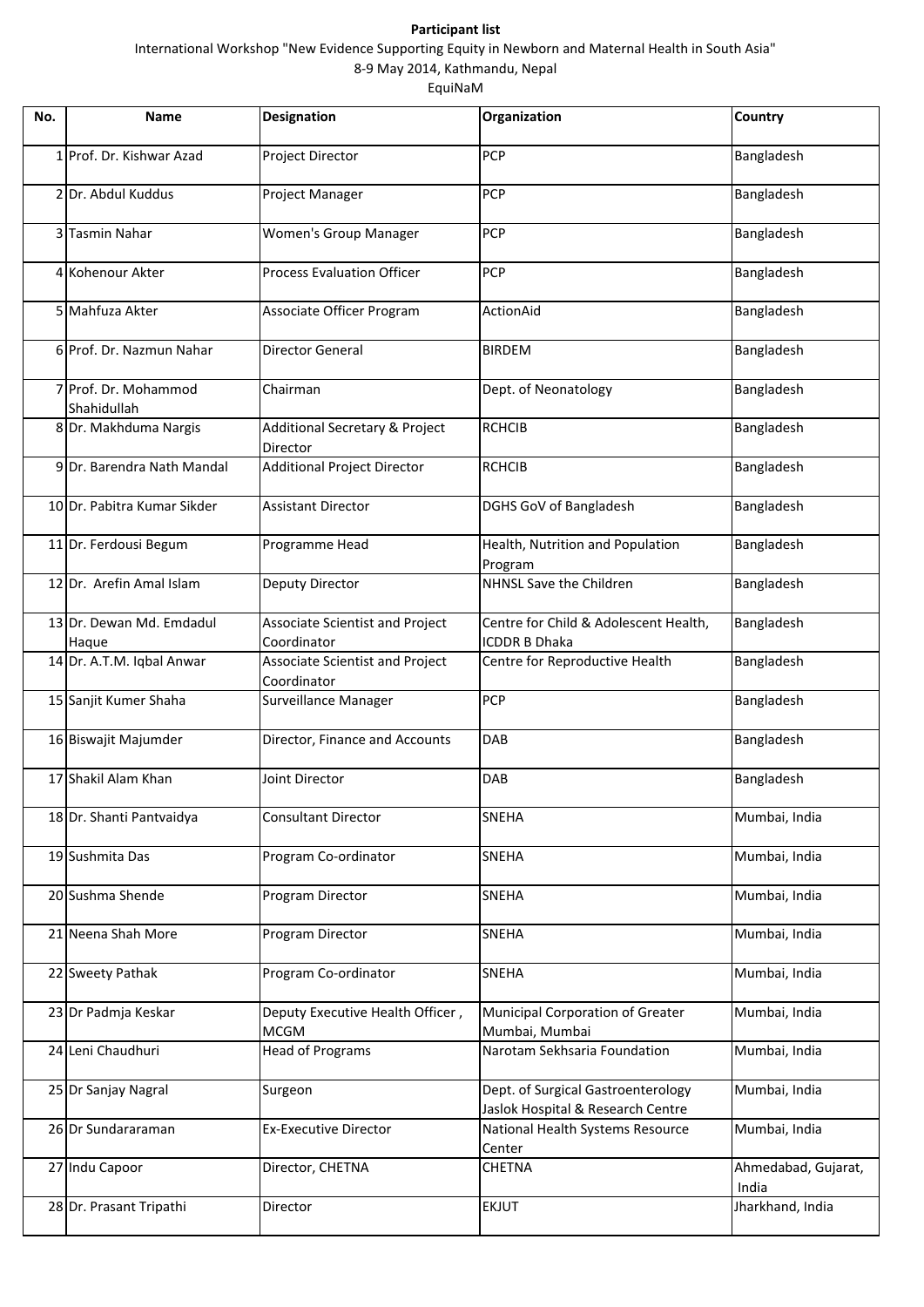**Participant list**

International Workshop "New Evidence Supporting Equity in Newborn and Maternal Health in South Asia"

8-9 May 2014, Kathmandu, Nepal

EquiNaM

| No. | Name | Designation | Organization | Country |
|---|---|---|---|---|
| 1 | Prof. Dr. Kishwar Azad | Project Director | PCP | Bangladesh |
| 2 | Dr. Abdul Kuddus | Project Manager | PCP | Bangladesh |
| 3 | Tasmin Nahar | Women's Group Manager | PCP | Bangladesh |
| 4 | Kohenour Akter | Process Evaluation Officer | PCP | Bangladesh |
| 5 | Mahfuza Akter | Associate Officer Program | ActionAid | Bangladesh |
| 6 | Prof. Dr. Nazmun Nahar | Director General | BIRDEM | Bangladesh |
| 7 | Prof. Dr. Mohammod Shahidullah | Chairman | Dept. of Neonatology | Bangladesh |
| 8 | Dr. Makhduma Nargis | Additional Secretary & Project Director | RCHCIB | Bangladesh |
| 9 | Dr. Barendra Nath Mandal | Additional Project Director | RCHCIB | Bangladesh |
| 10 | Dr. Pabitra Kumar Sikder | Assistant Director | DGHS GoV of Bangladesh | Bangladesh |
| 11 | Dr. Ferdousi Begum | Programme Head | Health, Nutrition and Population Program | Bangladesh |
| 12 | Dr. Arefin Amal Islam | Deputy Director | NHNSL Save the Children | Bangladesh |
| 13 | Dr. Dewan Md. Emdadul Haque | Associate Scientist and Project Coordinator | Centre for Child & Adolescent Health, ICDDR B Dhaka | Bangladesh |
| 14 | Dr. A.T.M. Iqbal Anwar | Associate Scientist and Project Coordinator | Centre for Reproductive Health | Bangladesh |
| 15 | Sanjit Kumer Shaha | Surveillance Manager | PCP | Bangladesh |
| 16 | Biswajit Majumder | Director, Finance and Accounts | DAB | Bangladesh |
| 17 | Shakil Alam Khan | Joint Director | DAB | Bangladesh |
| 18 | Dr. Shanti Pantvaidya | Consultant Director | SNEHA | Mumbai, India |
| 19 | Sushmita Das | Program Co-ordinator | SNEHA | Mumbai, India |
| 20 | Sushma Shende | Program Director | SNEHA | Mumbai, India |
| 21 | Neena Shah More | Program Director | SNEHA | Mumbai, India |
| 22 | Sweety Pathak | Program Co-ordinator | SNEHA | Mumbai, India |
| 23 | Dr Padmja Keskar | Deputy Executive Health Officer , MCGM | Municipal Corporation of Greater Mumbai, Mumbai | Mumbai, India |
| 24 | Leni Chaudhuri | Head of Programs | Narotam Sekhsaria Foundation | Mumbai, India |
| 25 | Dr Sanjay Nagral | Surgeon | Dept. of Surgical Gastroenterology Jaslok Hospital & Research Centre | Mumbai, India |
| 26 | Dr Sundararaman | Ex-Executive Director | National Health Systems Resource Center | Mumbai, India |
| 27 | Indu Capoor | Director, CHETNA | CHETNA | Ahmedabad, Gujarat, India |
| 28 | Dr. Prasant Tripathi | Director | EKJUT | Jharkhand, India |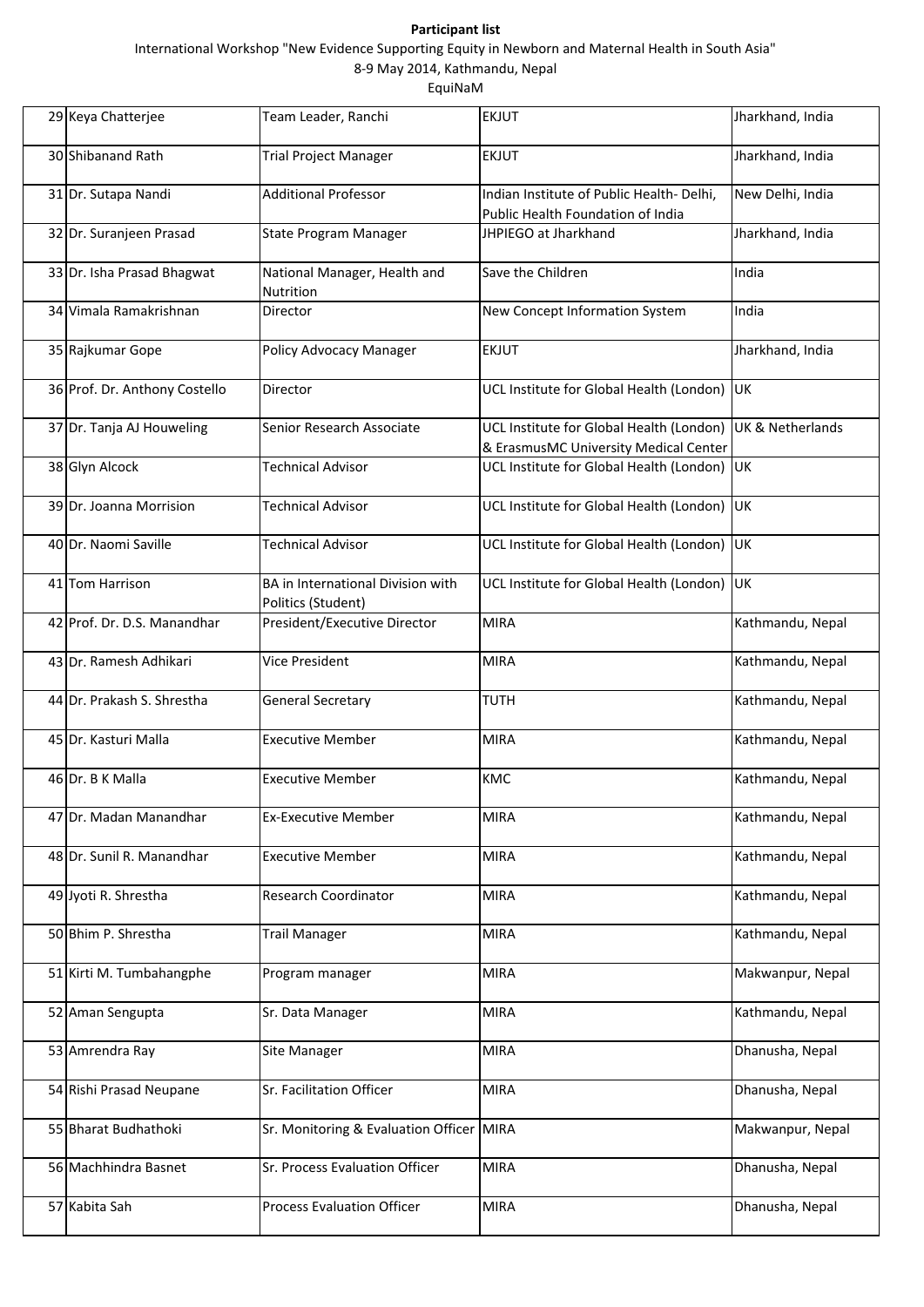**Participant list**

International Workshop "New Evidence Supporting Equity in Newborn and Maternal Health in South Asia"

8-9 May 2014, Kathmandu, Nepal

EquiNaM

| | | | | |
|---|---|---|---|---|
| 29 | Keya Chatterjee | Team Leader, Ranchi | EKJUT | Jharkhand, India |
| 30 | Shibanand Rath | Trial Project Manager | EKJUT | Jharkhand, India |
| 31 | Dr. Sutapa Nandi | Additional Professor | Indian Institute of Public Health- Delhi, Public Health Foundation of India | New Delhi, India |
| 32 | Dr. Suranjeen Prasad | State Program Manager | JHPIEGO at Jharkhand | Jharkhand, India |
| 33 | Dr. Isha Prasad Bhagwat | National Manager, Health and Nutrition | Save the Children | India |
| 34 | Vimala Ramakrishnan | Director | New Concept Information System | India |
| 35 | Rajkumar Gope | Policy Advocacy Manager | EKJUT | Jharkhand, India |
| 36 | Prof. Dr. Anthony Costello | Director | UCL Institute for Global Health (London) | UK |
| 37 | Dr. Tanja AJ Houweling | Senior Research Associate | UCL Institute for Global Health (London) & ErasmusMC University Medical Center | UK & Netherlands |
| 38 | Glyn Alcock | Technical Advisor | UCL Institute for Global Health (London) | UK |
| 39 | Dr. Joanna Morrision | Technical Advisor | UCL Institute for Global Health (London) | UK |
| 40 | Dr. Naomi Saville | Technical Advisor | UCL Institute for Global Health (London) | UK |
| 41 | Tom Harrison | BA in International Division with Politics (Student) | UCL Institute for Global Health (London) | UK |
| 42 | Prof. Dr. D.S. Manandhar | President/Executive Director | MIRA | Kathmandu, Nepal |
| 43 | Dr. Ramesh Adhikari | Vice President | MIRA | Kathmandu, Nepal |
| 44 | Dr. Prakash S. Shrestha | General Secretary | TUTH | Kathmandu, Nepal |
| 45 | Dr. Kasturi Malla | Executive Member | MIRA | Kathmandu, Nepal |
| 46 | Dr. B K Malla | Executive Member | KMC | Kathmandu, Nepal |
| 47 | Dr. Madan Manandhar | Ex-Executive Member | MIRA | Kathmandu, Nepal |
| 48 | Dr. Sunil R. Manandhar | Executive Member | MIRA | Kathmandu, Nepal |
| 49 | Jyoti R. Shrestha | Research Coordinator | MIRA | Kathmandu, Nepal |
| 50 | Bhim P. Shrestha | Trail Manager | MIRA | Kathmandu, Nepal |
| 51 | Kirti M. Tumbahangphe | Program manager | MIRA | Makwanpur, Nepal |
| 52 | Aman Sengupta | Sr. Data Manager | MIRA | Kathmandu, Nepal |
| 53 | Amrendra Ray | Site Manager | MIRA | Dhanusha, Nepal |
| 54 | Rishi Prasad Neupane | Sr. Facilitation Officer | MIRA | Dhanusha, Nepal |
| 55 | Bharat Budhathoki | Sr. Monitoring & Evaluation Officer | MIRA | Makwanpur, Nepal |
| 56 | Machhindra Basnet | Sr. Process Evaluation Officer | MIRA | Dhanusha, Nepal |
| 57 | Kabita Sah | Process Evaluation Officer | MIRA | Dhanusha, Nepal |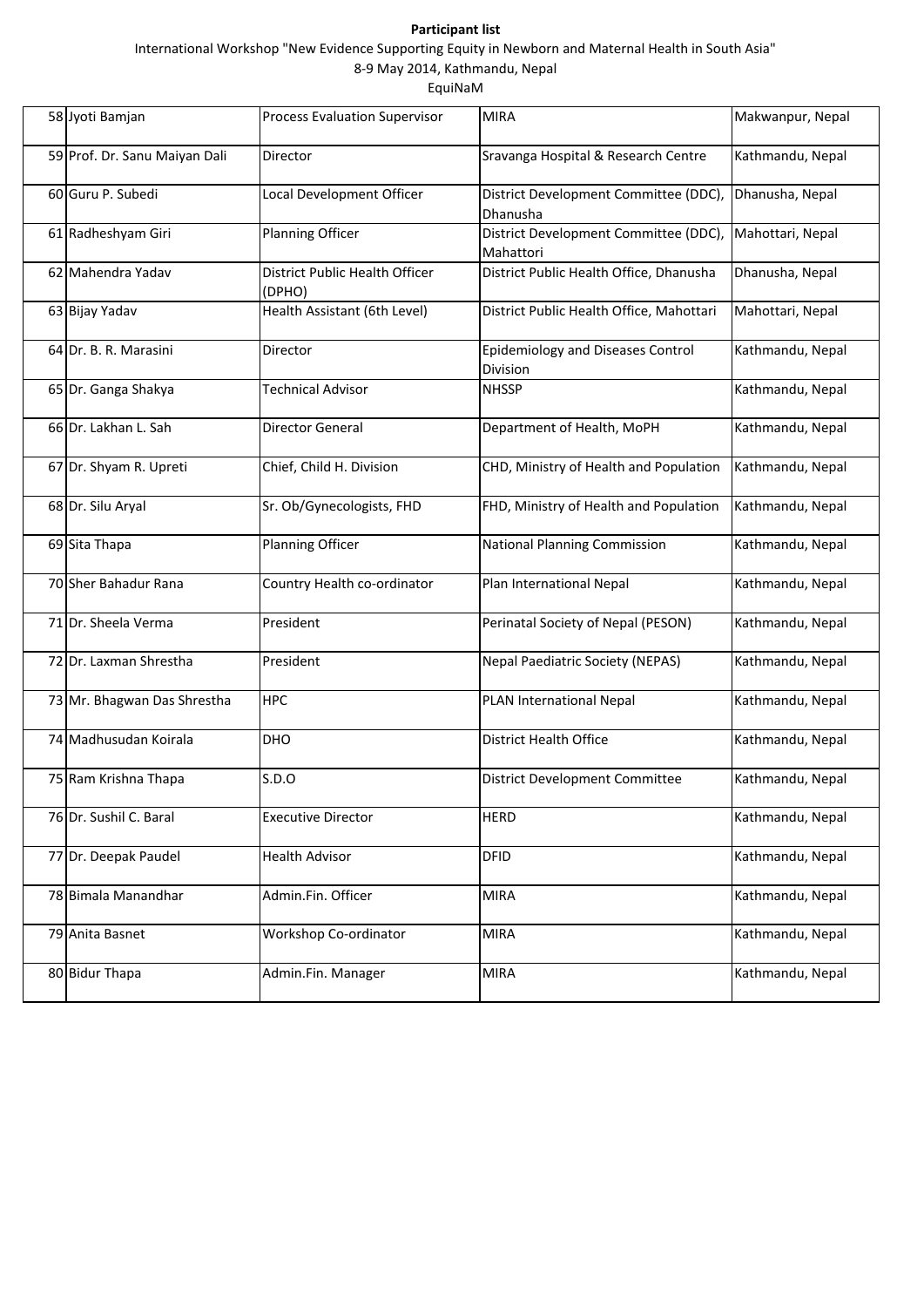**Participant list**

International Workshop "New Evidence Supporting Equity in Newborn and Maternal Health in South Asia"

8-9 May 2014, Kathmandu, Nepal

EquiNaM

| | | | | |
|---|---|---|---|---|
| 58 | Jyoti Bamjan | Process Evaluation Supervisor | MIRA | Makwanpur, Nepal |
| 59 | Prof. Dr. Sanu Maiyan Dali | Director | Sravanga Hospital & Research Centre | Kathmandu, Nepal |
| 60 | Guru P. Subedi | Local Development Officer | District Development Committee (DDC), Dhanusha | Dhanusha, Nepal |
| 61 | Radheshyam Giri | Planning Officer | District Development Committee (DDC), Mahattori | Mahottari, Nepal |
| 62 | Mahendra Yadav | District Public Health Officer (DPHO) | District Public Health Office, Dhanusha | Dhanusha, Nepal |
| 63 | Bijay Yadav | Health Assistant (6th Level) | District Public Health Office, Mahottari | Mahottari, Nepal |
| 64 | Dr. B. R. Marasini | Director | Epidemiology and Diseases Control Division | Kathmandu, Nepal |
| 65 | Dr. Ganga Shakya | Technical Advisor | NHSSP | Kathmandu, Nepal |
| 66 | Dr. Lakhan L. Sah | Director General | Department of Health, MoPH | Kathmandu, Nepal |
| 67 | Dr. Shyam R. Upreti | Chief, Child H. Division | CHD, Ministry of Health and Population | Kathmandu, Nepal |
| 68 | Dr. Silu Aryal | Sr. Ob/Gynecologists, FHD | FHD, Ministry of Health and Population | Kathmandu, Nepal |
| 69 | Sita Thapa | Planning Officer | National Planning Commission | Kathmandu, Nepal |
| 70 | Sher Bahadur Rana | Country Health co-ordinator | Plan International Nepal | Kathmandu, Nepal |
| 71 | Dr. Sheela Verma | President | Perinatal Society of Nepal (PESON) | Kathmandu, Nepal |
| 72 | Dr. Laxman Shrestha | President | Nepal Paediatric Society (NEPAS) | Kathmandu, Nepal |
| 73 | Mr. Bhagwan Das Shrestha | HPC | PLAN International Nepal | Kathmandu, Nepal |
| 74 | Madhusudan Koirala | DHO | District Health Office | Kathmandu, Nepal |
| 75 | Ram Krishna Thapa | S.D.O | District Development Committee | Kathmandu, Nepal |
| 76 | Dr. Sushil C. Baral | Executive Director | HERD | Kathmandu, Nepal |
| 77 | Dr. Deepak Paudel | Health Advisor | DFID | Kathmandu, Nepal |
| 78 | Bimala Manandhar | Admin.Fin. Officer | MIRA | Kathmandu, Nepal |
| 79 | Anita Basnet | Workshop Co-ordinator | MIRA | Kathmandu, Nepal |
| 80 | Bidur Thapa | Admin.Fin. Manager | MIRA | Kathmandu, Nepal |